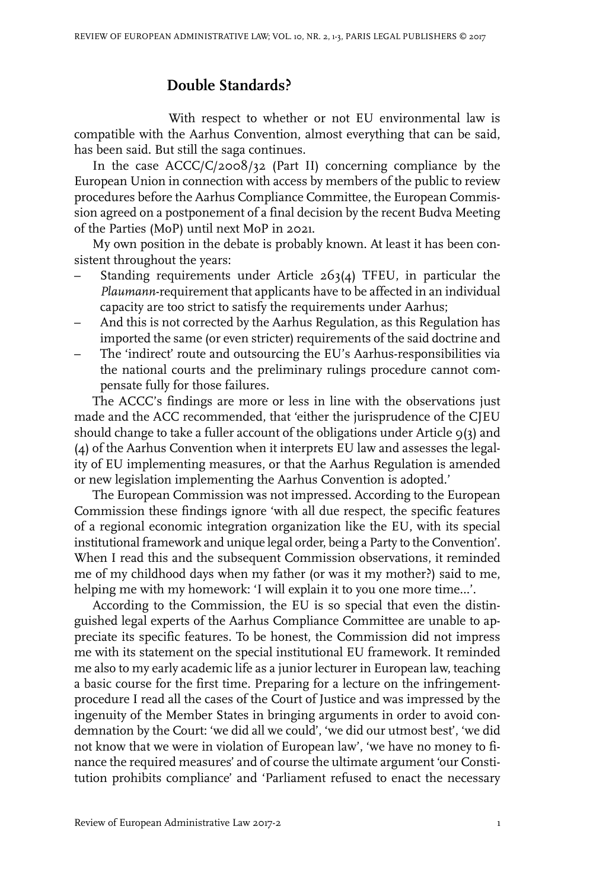# Double Standards?

With respect to whether or not EU environmental law is compatible with the Aarhus Convention, almost everything that can be said, has been said. But still the saga continues.

In the case ACCC/C/2008/32 (Part II) concerning compliance by the European Union in connection with access by members of the public to review procedures before the Aarhus Compliance Committee, the European Commission agreed on a postponement of a final decision by the recent Budva Meeting of the Parties (MoP) until next MoP in 2021.

My own position in the debate is probably known. At least it has been consistent throughout the years:

– Standing requirements under Article 263(4) TFEU, in particular the *Plaumann*-requirement that applicants have to be affected in an individual capacity are too strict to satisfy the requirements under Aarhus;
– And this is not corrected by the Aarhus Regulation, as this Regulation has imported the same (or even stricter) requirements of the said doctrine and
– The 'indirect' route and outsourcing the EU's Aarhus-responsibilities via the national courts and the preliminary rulings procedure cannot compensate fully for those failures.

The ACCC's findings are more or less in line with the observations just made and the ACC recommended, that 'either the jurisprudence of the CJEU should change to take a fuller account of the obligations under Article 9(3) and (4) of the Aarhus Convention when it interprets EU law and assesses the legality of EU implementing measures, or that the Aarhus Regulation is amended or new legislation implementing the Aarhus Convention is adopted.'

The European Commission was not impressed. According to the European Commission these findings ignore 'with all due respect, the specific features of a regional economic integration organization like the EU, with its special institutional framework and unique legal order, being a Party to the Convention'. When I read this and the subsequent Commission observations, it reminded me of my childhood days when my father (or was it my mother?) said to me, helping me with my homework: 'I will explain it to you one more time…'.

According to the Commission, the EU is so special that even the distinguished legal experts of the Aarhus Compliance Committee are unable to appreciate its specific features. To be honest, the Commission did not impress me with its statement on the special institutional EU framework. It reminded me also to my early academic life as a junior lecturer in European law, teaching a basic course for the first time. Preparing for a lecture on the infringement-procedure I read all the cases of the Court of Justice and was impressed by the ingenuity of the Member States in bringing arguments in order to avoid condemnation by the Court: 'we did all we could', 'we did our utmost best', 'we did not know that we were in violation of European law', 'we have no money to finance the required measures' and of course the ultimate argument 'our Constitution prohibits compliance' and 'Parliament refused to enact the necessary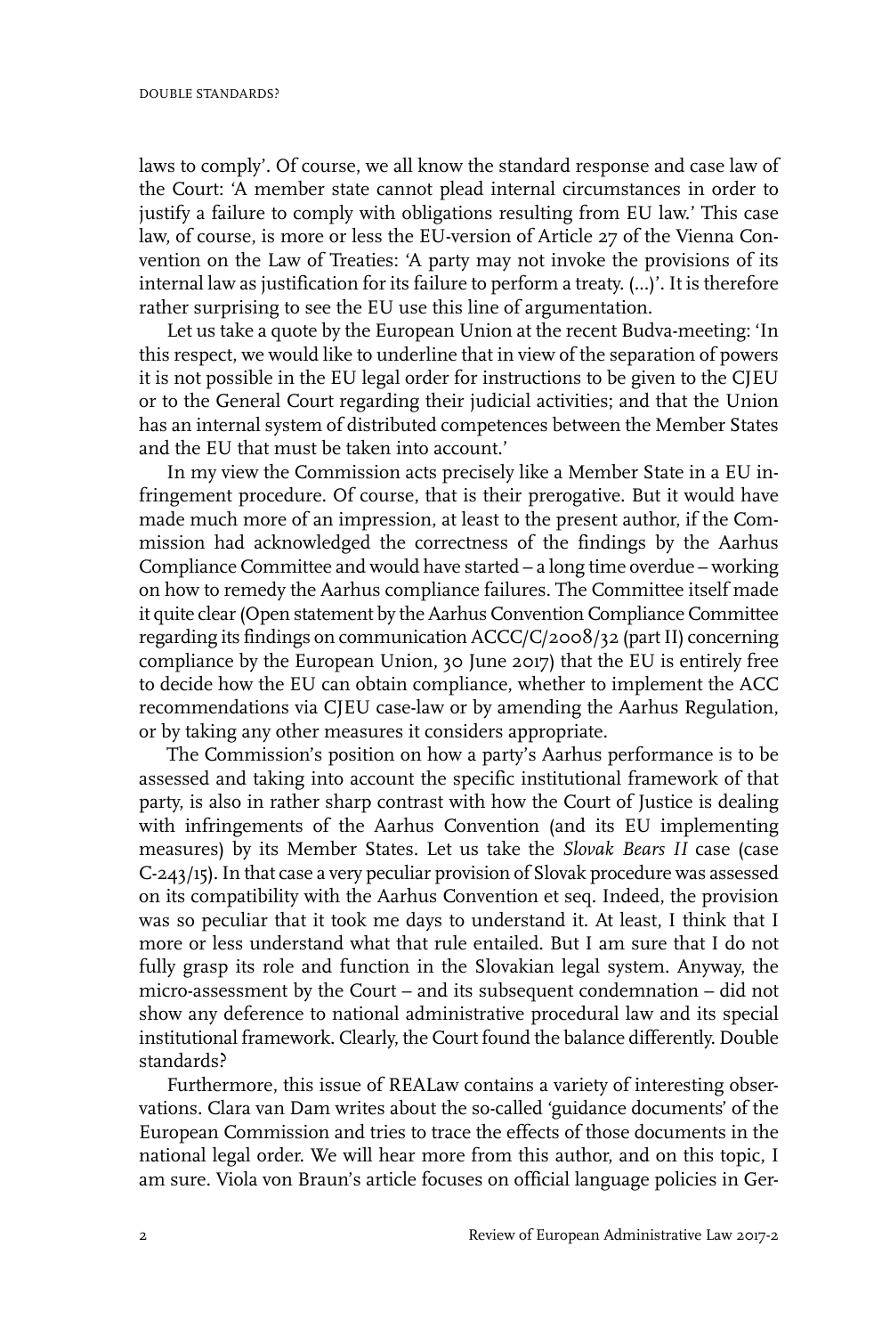laws to comply'. Of course, we all know the standard response and case law of the Court: 'A member state cannot plead internal circumstances in order to justify a failure to comply with obligations resulting from EU law.' This case law, of course, is more or less the EU-version of Article 27 of the Vienna Convention on the Law of Treaties: 'A party may not invoke the provisions of its internal law as justification for its failure to perform a treaty. (...)'. It is therefore rather surprising to see the EU use this line of argumentation.

Let us take a quote by the European Union at the recent Budva-meeting: 'In this respect, we would like to underline that in view of the separation of powers it is not possible in the EU legal order for instructions to be given to the CJEU or to the General Court regarding their judicial activities; and that the Union has an internal system of distributed competences between the Member States and the EU that must be taken into account.'

In my view the Commission acts precisely like a Member State in a EU infringement procedure. Of course, that is their prerogative. But it would have made much more of an impression, at least to the present author, if the Commission had acknowledged the correctness of the findings by the Aarhus Compliance Committee and would have started – a long time overdue – working on how to remedy the Aarhus compliance failures. The Committee itself made it quite clear (Open statement by the Aarhus Convention Compliance Committee regarding its findings on communication ACCC/C/2008/32 (part II) concerning compliance by the European Union, 30 June 2017) that the EU is entirely free to decide how the EU can obtain compliance, whether to implement the ACC recommendations via CJEU case-law or by amending the Aarhus Regulation, or by taking any other measures it considers appropriate.

The Commission's position on how a party's Aarhus performance is to be assessed and taking into account the specific institutional framework of that party, is also in rather sharp contrast with how the Court of Justice is dealing with infringements of the Aarhus Convention (and its EU implementing measures) by its Member States. Let us take the *Slovak Bears II* case (case C-243/15). In that case a very peculiar provision of Slovak procedure was assessed on its compatibility with the Aarhus Convention et seq. Indeed, the provision was so peculiar that it took me days to understand it. At least, I think that I more or less understand what that rule entailed. But I am sure that I do not fully grasp its role and function in the Slovakian legal system. Anyway, the micro-assessment by the Court – and its subsequent condemnation – did not show any deference to national administrative procedural law and its special institutional framework. Clearly, the Court found the balance differently. Double standards?

Furthermore, this issue of REALaw contains a variety of interesting observations. Clara van Dam writes about the so-called 'guidance documents' of the European Commission and tries to trace the effects of those documents in the national legal order. We will hear more from this author, and on this topic, I am sure. Viola von Braun's article focuses on official language policies in Ger-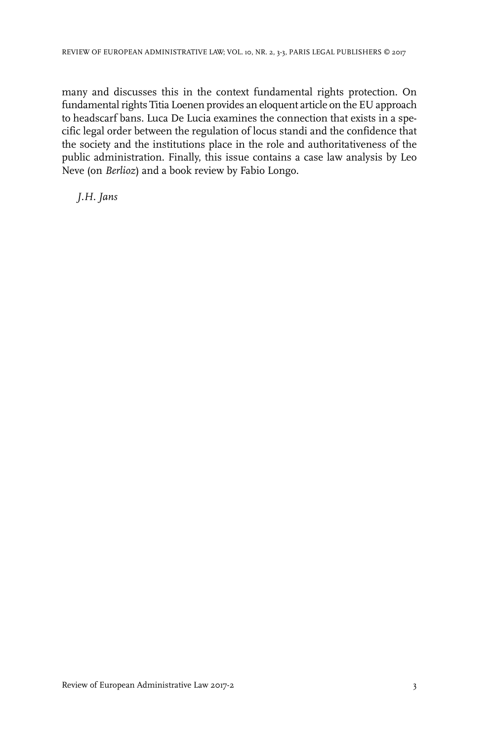many and discusses this in the context fundamental rights protection. On fundamental rights Titia Loenen provides an eloquent article on the EU approach to headscarf bans. Luca De Lucia examines the connection that exists in a specific legal order between the regulation of locus standi and the confidence that the society and the institutions place in the role and authoritativeness of the public administration. Finally, this issue contains a case law analysis by Leo Neve (on *Berlioz*) and a book review by Fabio Longo.

*J.H. Jans*